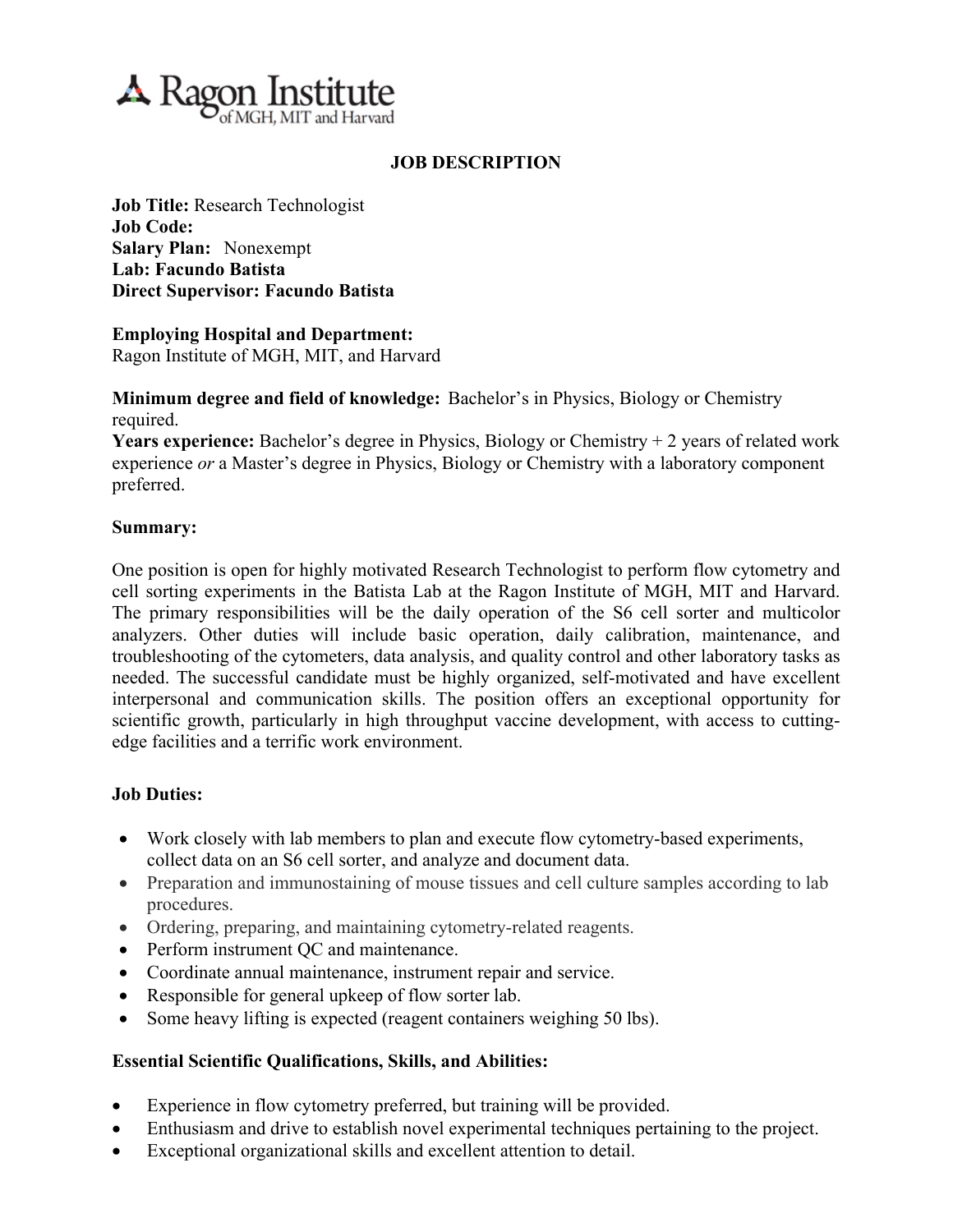Ragon Institute of MGH, MIT and Harvard

**JOB DESCRIPTION**

**Job Title:** Research Technologist
**Job Code:**
**Salary Plan:** Nonexempt
**Lab: Facundo Batista**
**Direct Supervisor: Facundo Batista**

**Employing Hospital and Department:**
Ragon Institute of MGH, MIT, and Harvard

**Minimum degree and field of knowledge:** Bachelor's in Physics, Biology or Chemistry required.
**Years experience:** Bachelor's degree in Physics, Biology or Chemistry + 2 years of related work experience *or* a Master's degree in Physics, Biology or Chemistry with a laboratory component preferred.

**Summary:**

One position is open for highly motivated Research Technologist to perform flow cytometry and cell sorting experiments in the Batista Lab at the Ragon Institute of MGH, MIT and Harvard. The primary responsibilities will be the daily operation of the S6 cell sorter and multicolor analyzers. Other duties will include basic operation, daily calibration, maintenance, and troubleshooting of the cytometers, data analysis, and quality control and other laboratory tasks as needed. The successful candidate must be highly organized, self-motivated and have excellent interpersonal and communication skills. The position offers an exceptional opportunity for scientific growth, particularly in high throughput vaccine development, with access to cutting-edge facilities and a terrific work environment.

**Job Duties:**

- Work closely with lab members to plan and execute flow cytometry-based experiments, collect data on an S6 cell sorter, and analyze and document data.
- Preparation and immunostaining of mouse tissues and cell culture samples according to lab procedures.
- Ordering, preparing, and maintaining cytometry-related reagents.
- Perform instrument QC and maintenance.
- Coordinate annual maintenance, instrument repair and service.
- Responsible for general upkeep of flow sorter lab.
- Some heavy lifting is expected (reagent containers weighing 50 lbs).

**Essential Scientific Qualifications, Skills, and Abilities:**

- Experience in flow cytometry preferred, but training will be provided.
- Enthusiasm and drive to establish novel experimental techniques pertaining to the project.
- Exceptional organizational skills and excellent attention to detail.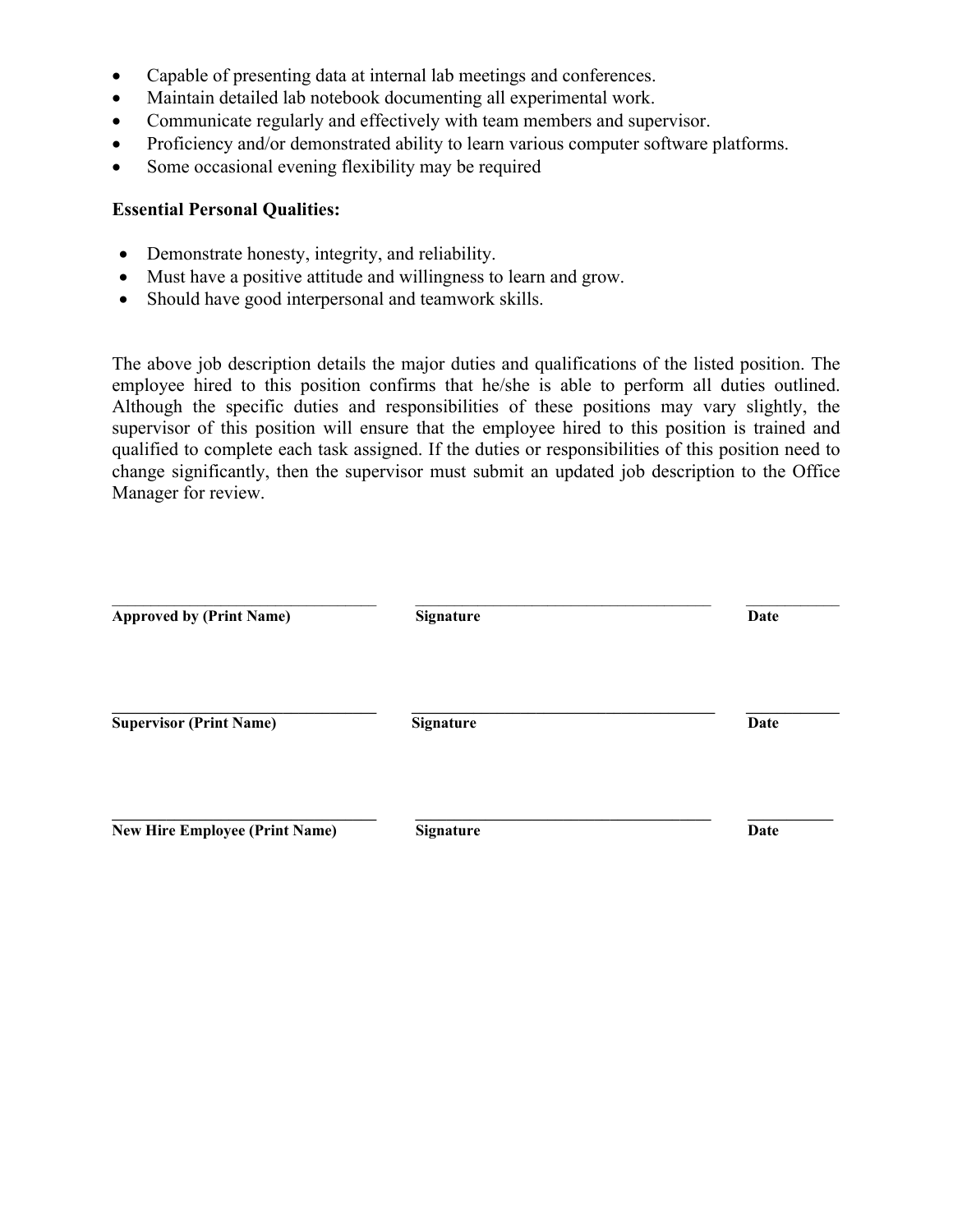- Capable of presenting data at internal lab meetings and conferences.
- Maintain detailed lab notebook documenting all experimental work.
- Communicate regularly and effectively with team members and supervisor.
- Proficiency and/or demonstrated ability to learn various computer software platforms.
- Some occasional evening flexibility may be required

**Essential Personal Qualities:**

- Demonstrate honesty, integrity, and reliability.
- Must have a positive attitude and willingness to learn and grow.
- Should have good interpersonal and teamwork skills.

The above job description details the major duties and qualifications of the listed position. The employee hired to this position confirms that he/she is able to perform all duties outlined. Although the specific duties and responsibilities of these positions may vary slightly, the supervisor of this position will ensure that the employee hired to this position is trained and qualified to complete each task assigned. If the duties or responsibilities of this position need to change significantly, then the supervisor must submit an updated job description to the Office Manager for review.

| | | |
|---|---|---|
| ______________________________ | ______________________________ | __________ |
| **Approved by (Print Name)** | **Signature** | **Date** |
| ______________________________ | ______________________________ | __________ |
| **Supervisor (Print Name)** | **Signature** | **Date** |
| ______________________________ | ______________________________ | __________ |
| **New Hire Employee (Print Name)** | **Signature** | **Date** |